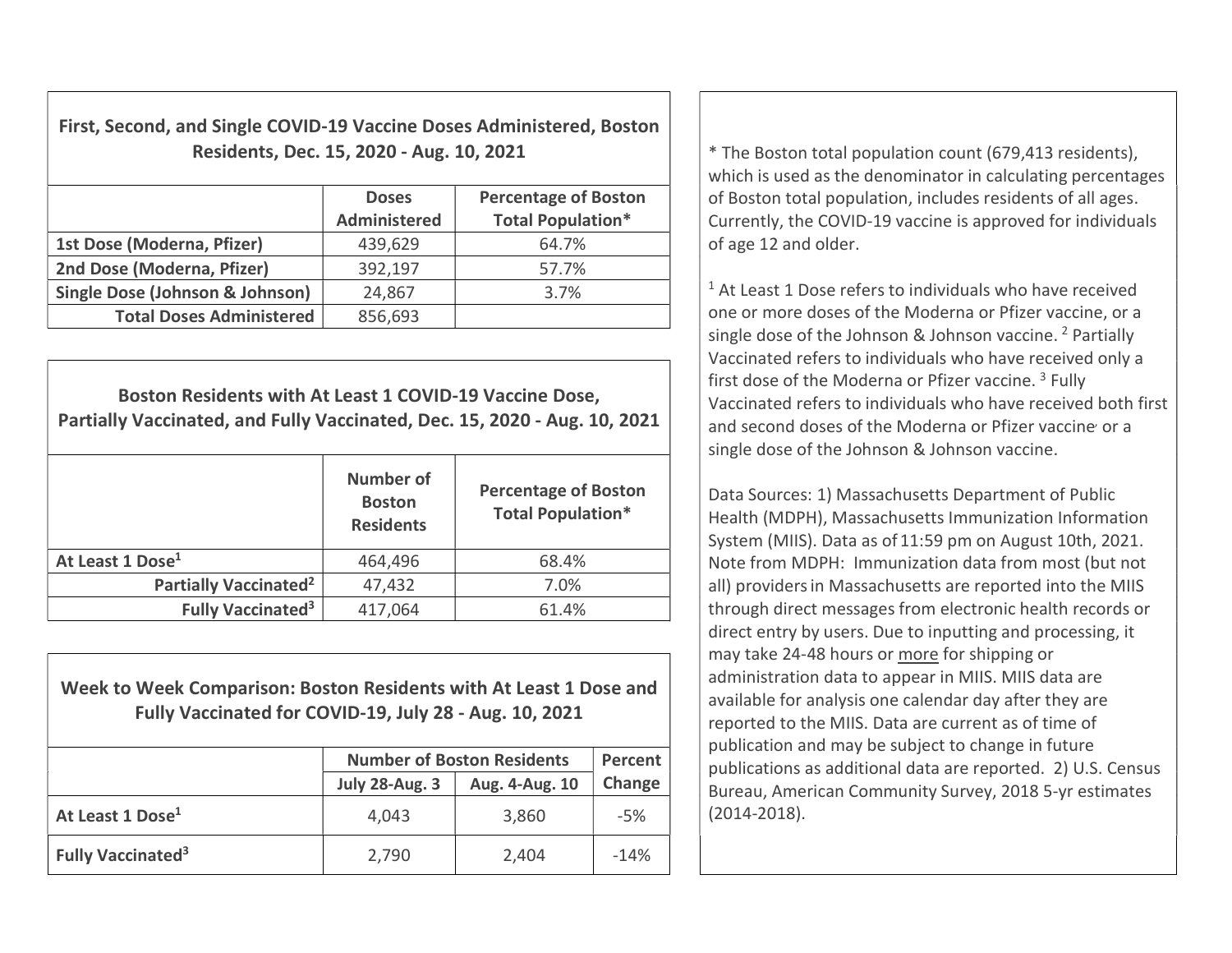## First, Second, and Single COVID-19 Vaccine Doses Administered, Boston Residents, Dec. 15, 2020 - Aug. 10, 2021

| | Doses Administered | Percentage of Boston Total Population* |
|---|---|---|
| **1st Dose (Moderna, Pfizer)** | 439,629 | 64.7% |
| **2nd Dose (Moderna, Pfizer)** | 392,197 | 57.7% |
| **Single Dose (Johnson & Johnson)** | 24,867 | 3.7% |
| **Total Doses Administered** | 856,693 | |

## Boston Residents with At Least 1 COVID-19 Vaccine Dose, Partially Vaccinated, and Fully Vaccinated, Dec. 15, 2020 - Aug. 10, 2021

| | Number of Boston Residents | Percentage of Boston Total Population* |
|---|---|---|
| **At Least 1 Dose[1]** | 464,496 | 68.4% |
| **Partially Vaccinated[2]** | 47,432 | 7.0% |
| **Fully Vaccinated[3]** | 417,064 | 61.4% |

## Week to Week Comparison: Boston Residents with At Least 1 Dose and Fully Vaccinated for COVID-19, July 28 - Aug. 10, 2021

| | Number of Boston Residents | | Percent Change |
|---|---|---|---|
| | July 28-Aug. 3 | Aug. 4-Aug. 10 | |
| **At Least 1 Dose[1]** | 4,043 | 3,860 | -5% |
| **Fully Vaccinated[3]** | 2,790 | 2,404 | -14% |

* The Boston total population count (679,413 residents), which is used as the denominator in calculating percentages of Boston total population, includes residents of all ages. Currently, the COVID-19 vaccine is approved for individuals of age 12 and older.

[1] At Least 1 Dose refers to individuals who have received one or more doses of the Moderna or Pfizer vaccine, or a single dose of the Johnson & Johnson vaccine. [2] Partially Vaccinated refers to individuals who have received only a first dose of the Moderna or Pfizer vaccine. [3] Fully Vaccinated refers to individuals who have received both first and second doses of the Moderna or Pfizer vaccine, or a single dose of the Johnson & Johnson vaccine.

Data Sources: 1) Massachusetts Department of Public Health (MDPH), Massachusetts Immunization Information System (MIIS). Data as of 11:59 pm on August 10th, 2021. Note from MDPH: Immunization data from most (but not all) providers in Massachusetts are reported into the MIIS through direct messages from electronic health records or direct entry by users. Due to inputting and processing, it may take 24-48 hours or more for shipping or administration data to appear in MIIS. MIIS data are available for analysis one calendar day after they are reported to the MIIS. Data are current as of time of publication and may be subject to change in future publications as additional data are reported. 2) U.S. Census Bureau, American Community Survey, 2018 5-yr estimates (2014-2018).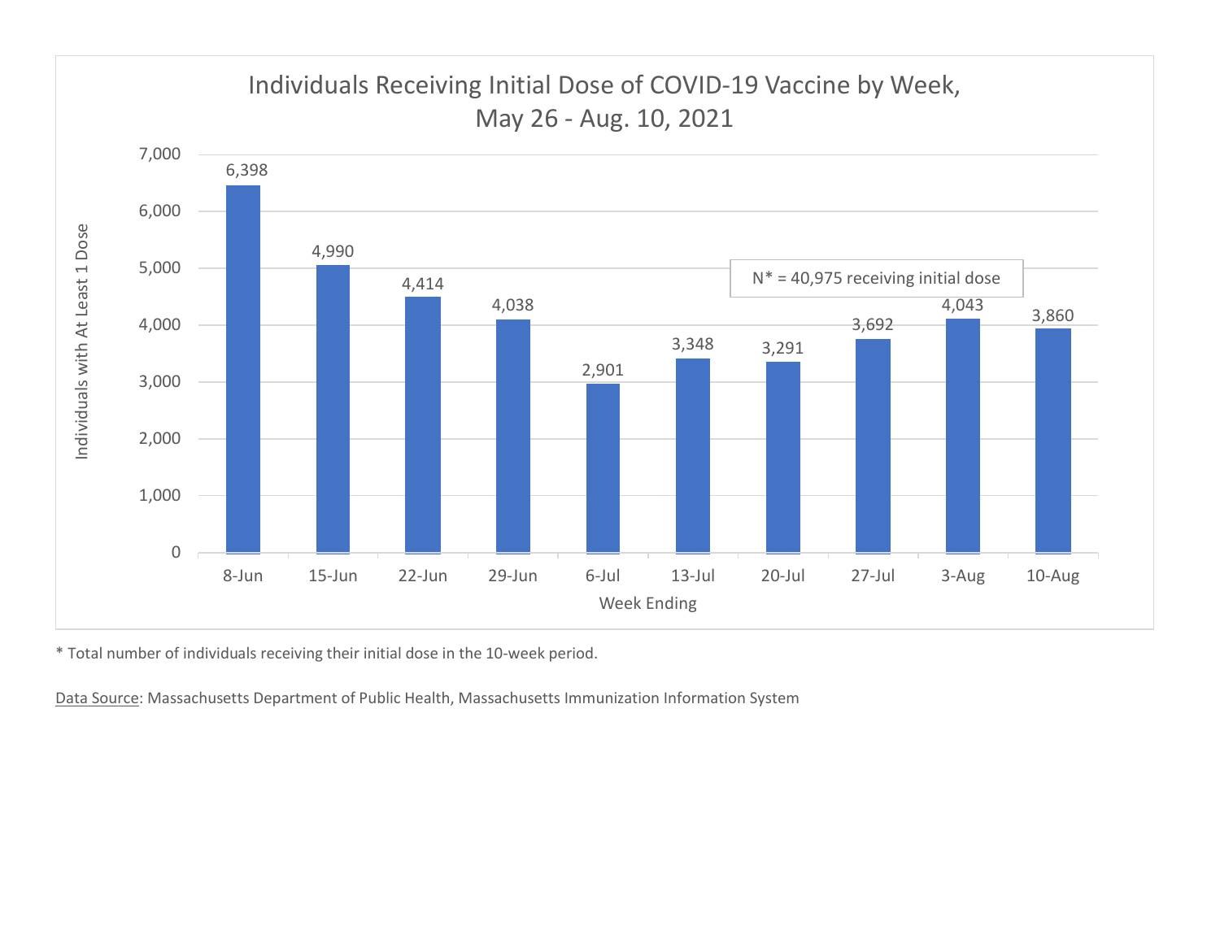## Individuals Receiving Initial Dose of COVID-19 Vaccine by Week, May 26 - Aug. 10, 2021

| Week Ending | Individuals with At Least 1 Dose |
|---|---|
| 8-Jun | 6,398 |
| 15-Jun | 4,990 |
| 22-Jun | 4,414 |
| 29-Jun | 4,038 |
| 6-Jul | 2,901 |
| 13-Jul | 3,348 |
| 20-Jul | 3,291 |
| 27-Jul | 3,692 |
| 3-Aug | 4,043 |
| 10-Aug | 3,860 |

N* = 40,975 receiving initial dose

* Total number of individuals receiving their initial dose in the 10-week period.

Data Source: Massachusetts Department of Public Health, Massachusetts Immunization Information System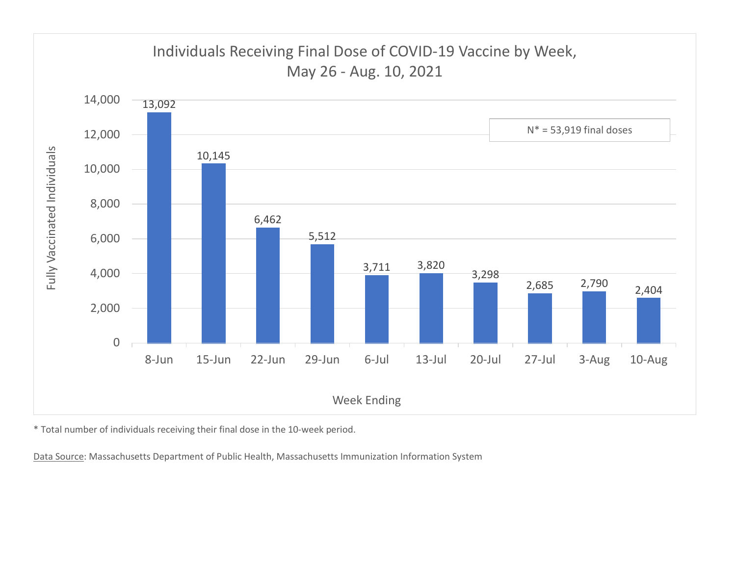## Individuals Receiving Final Dose of COVID-19 Vaccine by Week, May 26 - Aug. 10, 2021

N* = 53,919 final doses

| Week Ending | Fully Vaccinated Individuals |
|---|---|
| 8-Jun | 13,092 |
| 15-Jun | 10,145 |
| 22-Jun | 6,462 |
| 29-Jun | 5,512 |
| 6-Jul | 3,711 |
| 13-Jul | 3,820 |
| 20-Jul | 3,298 |
| 27-Jul | 2,685 |
| 3-Aug | 2,790 |
| 10-Aug | 2,404 |

* Total number of individuals receiving their final dose in the 10-week period.

Data Source: Massachusetts Department of Public Health, Massachusetts Immunization Information System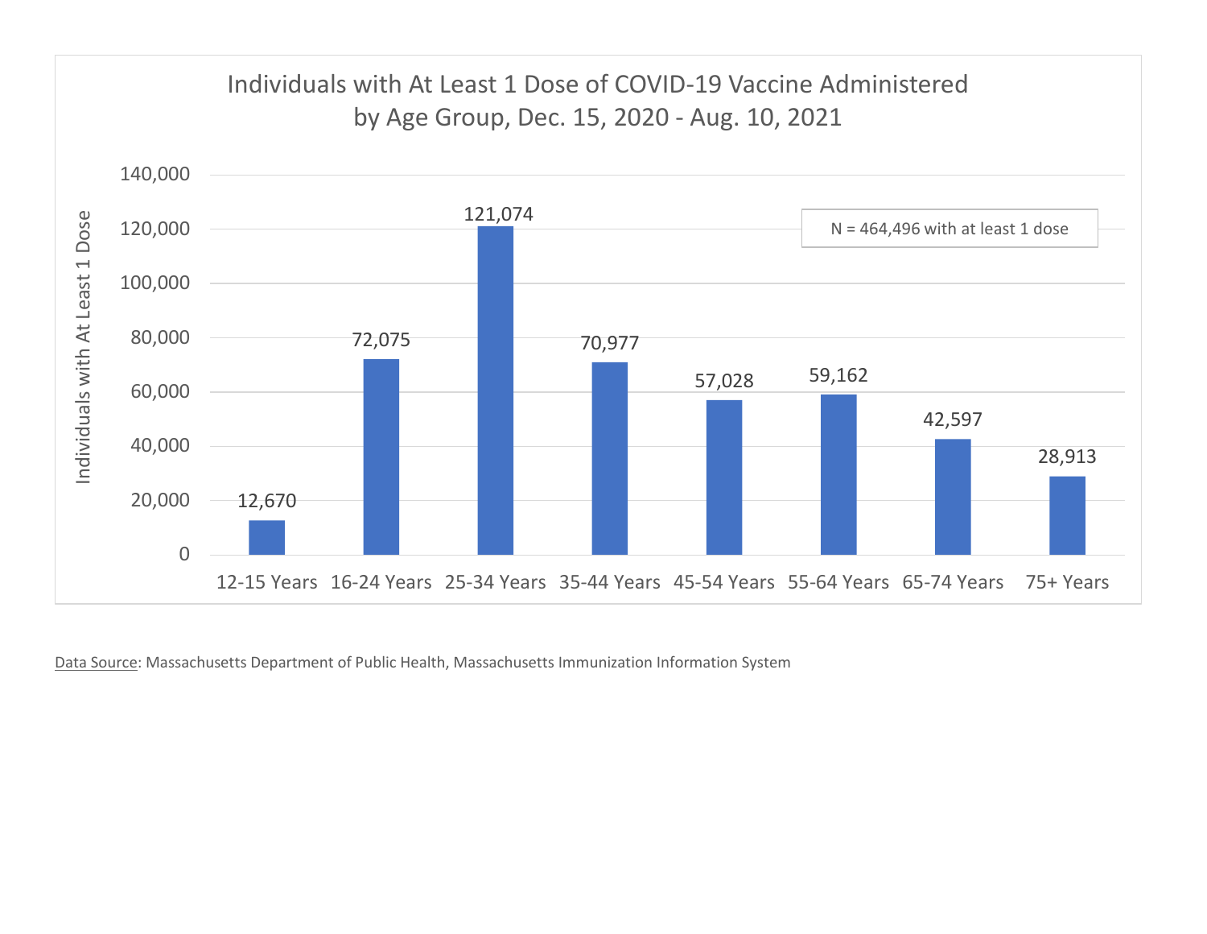## Individuals with At Least 1 Dose of COVID-19 Vaccine Administered by Age Group, Dec. 15, 2020 - Aug. 10, 2021

N = 464,496 with at least 1 dose

| Age Group | Individuals with At Least 1 Dose |
|---|---|
| 12-15 Years | 12,670 |
| 16-24 Years | 72,075 |
| 25-34 Years | 121,074 |
| 35-44 Years | 70,977 |
| 45-54 Years | 57,028 |
| 55-64 Years | 59,162 |
| 65-74 Years | 42,597 |
| 75+ Years | 28,913 |

Data Source: Massachusetts Department of Public Health, Massachusetts Immunization Information System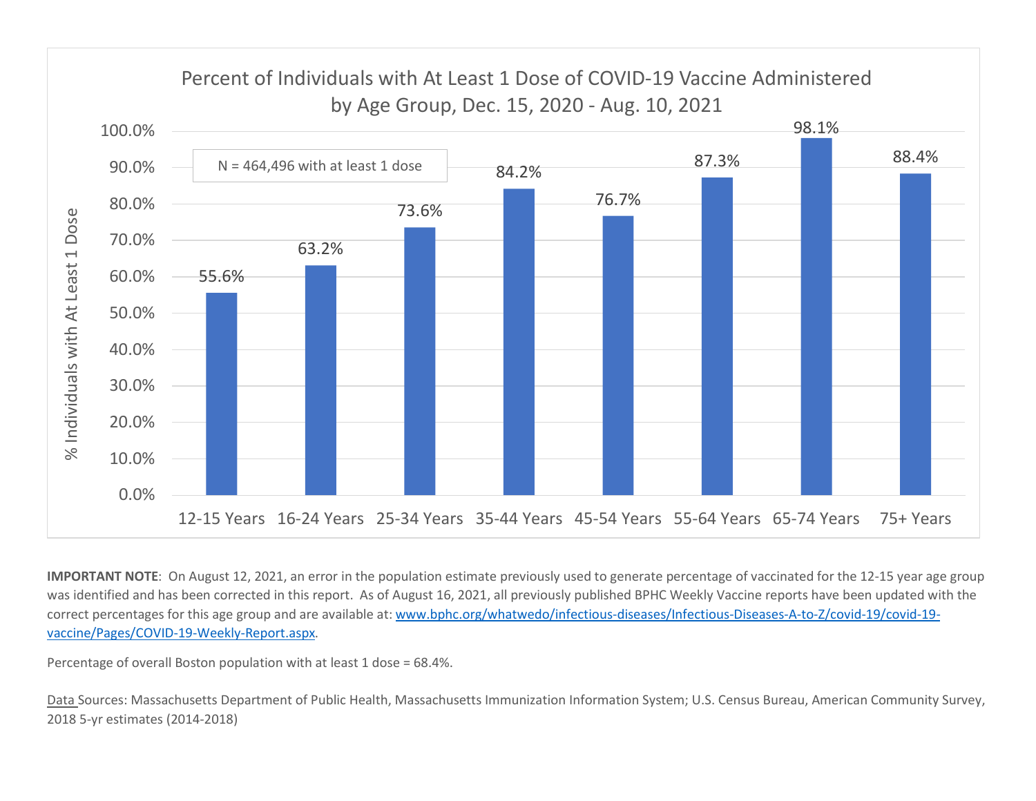## Percent of Individuals with At Least 1 Dose of COVID-19 Vaccine Administered by Age Group, Dec. 15, 2020 - Aug. 10, 2021

N = 464,496 with at least 1 dose

| Age Group | % Individuals with At Least 1 Dose |
|---|---|
| 12-15 Years | 55.6% |
| 16-24 Years | 63.2% |
| 25-34 Years | 73.6% |
| 35-44 Years | 84.2% |
| 45-54 Years | 76.7% |
| 55-64 Years | 87.3% |
| 65-74 Years | 98.1% |
| 75+ Years | 88.4% |

**IMPORTANT NOTE**: On August 12, 2021, an error in the population estimate previously used to generate percentage of vaccinated for the 12-15 year age group was identified and has been corrected in this report. As of August 16, 2021, all previously published BPHC Weekly Vaccine reports have been updated with the correct percentages for this age group and are available at: [www.bphc.org/whatwedo/infectious-diseases/Infectious-Diseases-A-to-Z/covid-19/covid-19-vaccine/Pages/COVID-19-Weekly-Report.aspx](www.bphc.org/whatwedo/infectious-diseases/Infectious-Diseases-A-to-Z/covid-19/covid-19-vaccine/Pages/COVID-19-Weekly-Report.aspx).

Percentage of overall Boston population with at least 1 dose = 68.4%.

Data Sources: Massachusetts Department of Public Health, Massachusetts Immunization Information System; U.S. Census Bureau, American Community Survey, 2018 5-yr estimates (2014-2018)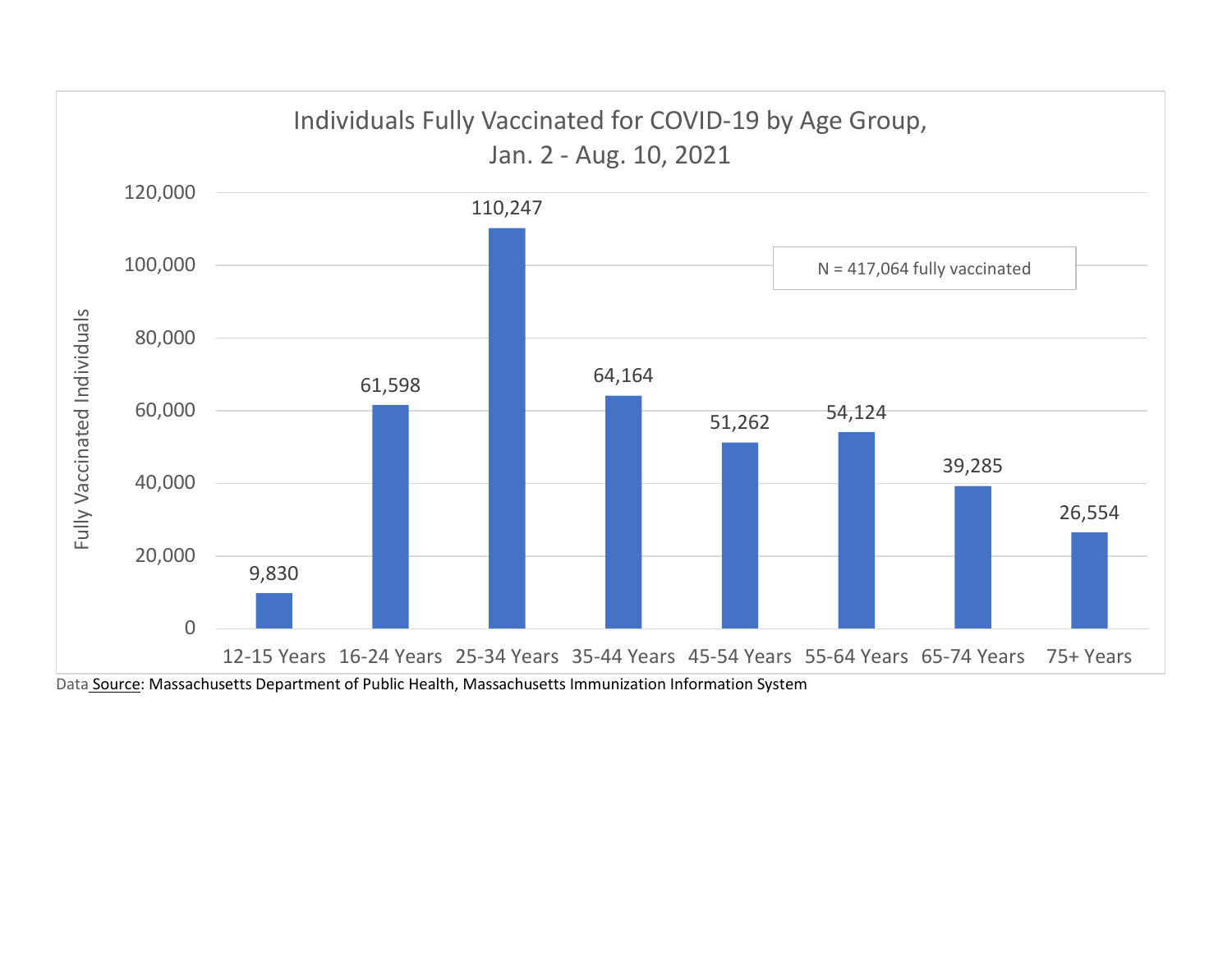## Individuals Fully Vaccinated for COVID-19 by Age Group, Jan. 2 - Aug. 10, 2021

N = 417,064 fully vaccinated

| Age Group | Fully Vaccinated Individuals |
|---|---|
| 12-15 Years | 9,830 |
| 16-24 Years | 61,598 |
| 25-34 Years | 110,247 |
| 35-44 Years | 64,164 |
| 45-54 Years | 51,262 |
| 55-64 Years | 54,124 |
| 65-74 Years | 39,285 |
| 75+ Years | 26,554 |

Data Source: Massachusetts Department of Public Health, Massachusetts Immunization Information System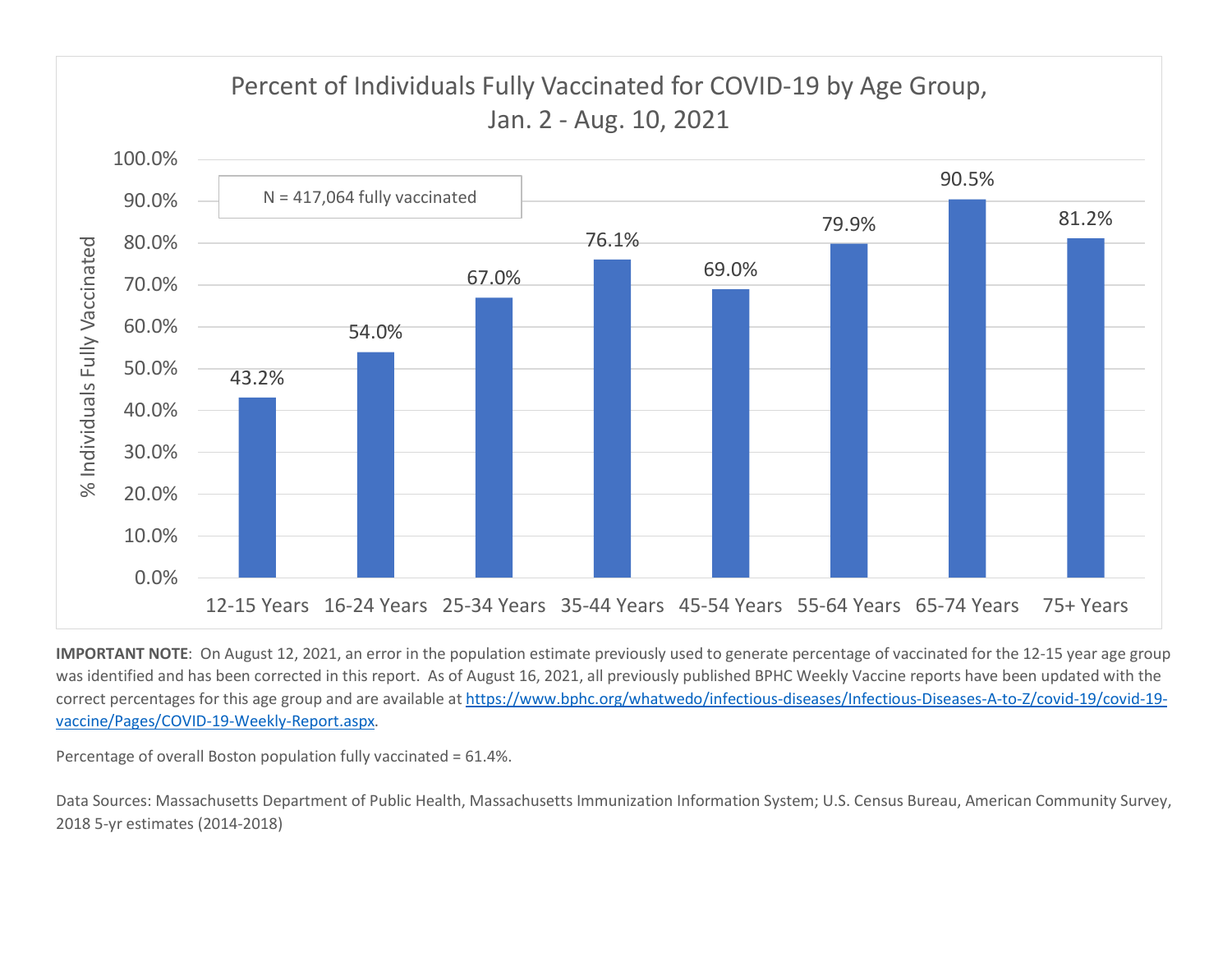## Percent of Individuals Fully Vaccinated for COVID-19 by Age Group, Jan. 2 - Aug. 10, 2021

N = 417,064 fully vaccinated

| Age Group | % Individuals Fully Vaccinated |
| --- | --- |
| 12-15 Years | 43.2% |
| 16-24 Years | 54.0% |
| 25-34 Years | 67.0% |
| 35-44 Years | 76.1% |
| 45-54 Years | 69.0% |
| 55-64 Years | 79.9% |
| 65-74 Years | 90.5% |
| 75+ Years | 81.2% |

**IMPORTANT NOTE**: On August 12, 2021, an error in the population estimate previously used to generate percentage of vaccinated for the 12-15 year age group was identified and has been corrected in this report. As of August 16, 2021, all previously published BPHC Weekly Vaccine reports have been updated with the correct percentages for this age group and are available at https://www.bphc.org/whatwedo/infectious-diseases/Infectious-Diseases-A-to-Z/covid-19/covid-19-vaccine/Pages/COVID-19-Weekly-Report.aspx.

Percentage of overall Boston population fully vaccinated = 61.4%.

Data Sources: Massachusetts Department of Public Health, Massachusetts Immunization Information System; U.S. Census Bureau, American Community Survey, 2018 5-yr estimates (2014-2018)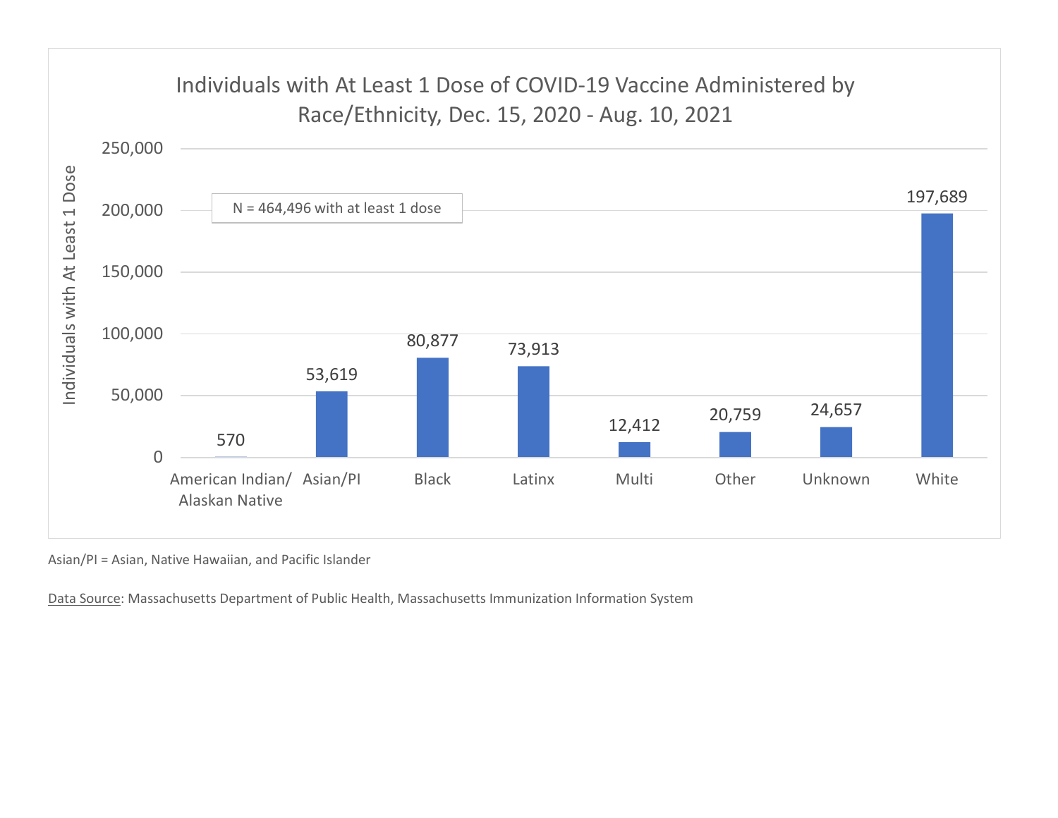## Individuals with At Least 1 Dose of COVID-19 Vaccine Administered by Race/Ethnicity, Dec. 15, 2020 - Aug. 10, 2021

N = 464,496 with at least 1 dose

| Race/Ethnicity | Individuals with At Least 1 Dose |
|---|---|
| American Indian/ Alaskan Native | 570 |
| Asian/PI | 53,619 |
| Black | 80,877 |
| Latinx | 73,913 |
| Multi | 12,412 |
| Other | 20,759 |
| Unknown | 24,657 |
| White | 197,689 |

Asian/PI = Asian, Native Hawaiian, and Pacific Islander

Data Source: Massachusetts Department of Public Health, Massachusetts Immunization Information System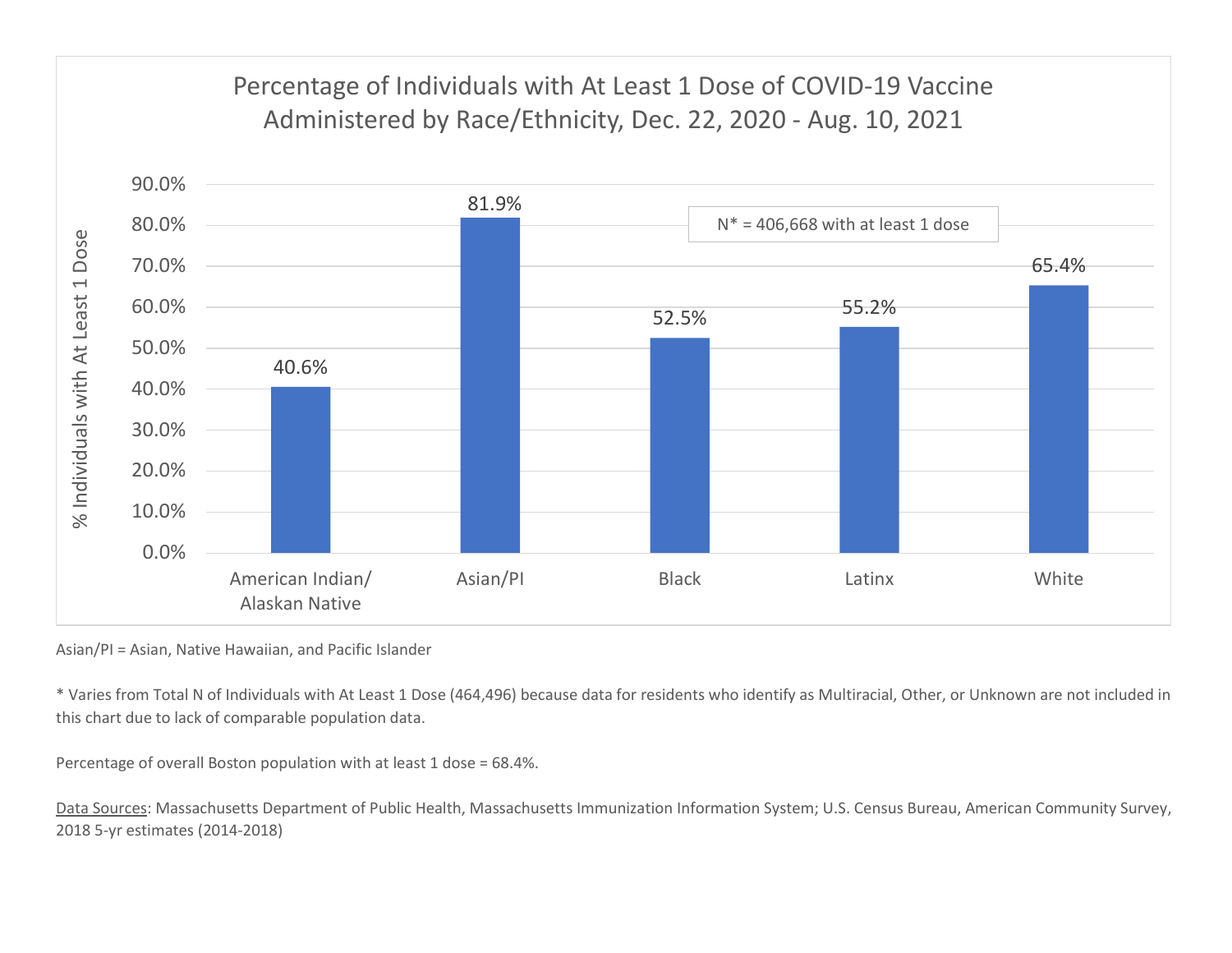## Percentage of Individuals with At Least 1 Dose of COVID-19 Vaccine Administered by Race/Ethnicity, Dec. 22, 2020 - Aug. 10, 2021

| Race/Ethnicity | % Individuals with At Least 1 Dose |
| --- | --- |
| American Indian/ Alaskan Native | 40.6% |
| Asian/PI | 81.9% |
| Black | 52.5% |
| Latinx | 55.2% |
| White | 65.4% |

N* = 406,668 with at least 1 dose

Asian/PI = Asian, Native Hawaiian, and Pacific Islander

* Varies from Total N of Individuals with At Least 1 Dose (464,496) because data for residents who identify as Multiracial, Other, or Unknown are not included in this chart due to lack of comparable population data.

Percentage of overall Boston population with at least 1 dose = 68.4%.

Data Sources: Massachusetts Department of Public Health, Massachusetts Immunization Information System; U.S. Census Bureau, American Community Survey, 2018 5-yr estimates (2014-2018)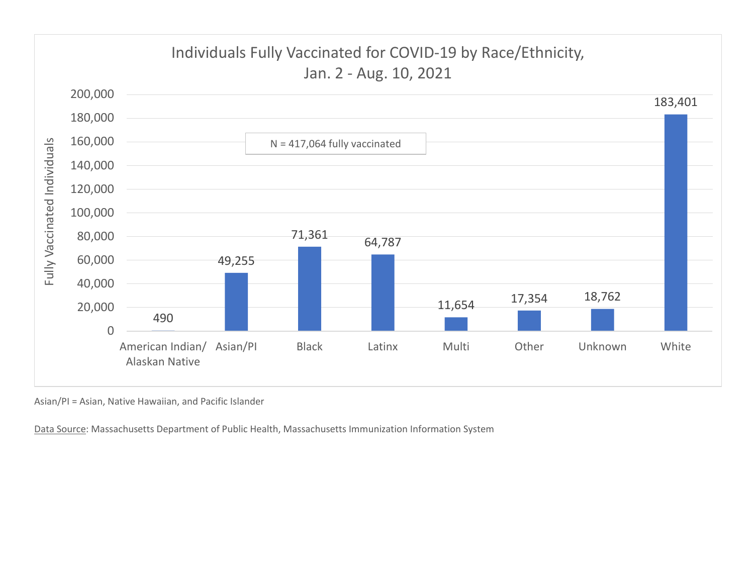## Individuals Fully Vaccinated for COVID-19 by Race/Ethnicity, Jan. 2 - Aug. 10, 2021

N = 417,064 fully vaccinated

| Race/Ethnicity | Fully Vaccinated Individuals |
|---|---|
| American Indian/ Alaskan Native | 490 |
| Asian/PI | 49,255 |
| Black | 71,361 |
| Latinx | 64,787 |
| Multi | 11,654 |
| Other | 17,354 |
| Unknown | 18,762 |
| White | 183,401 |

Asian/PI = Asian, Native Hawaiian, and Pacific Islander

Data Source: Massachusetts Department of Public Health, Massachusetts Immunization Information System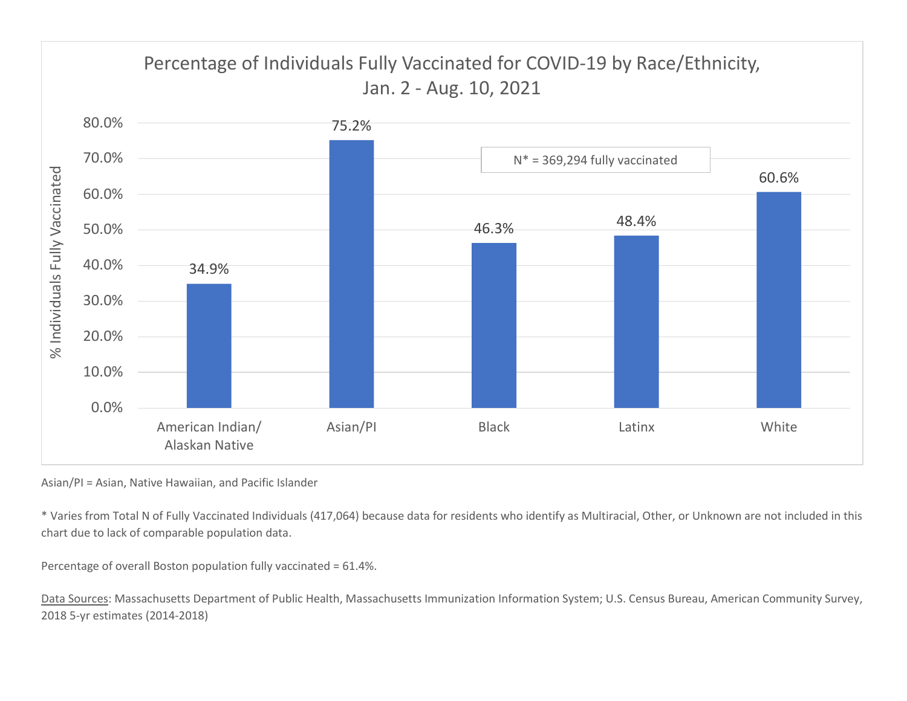## Percentage of Individuals Fully Vaccinated for COVID-19 by Race/Ethnicity, Jan. 2 - Aug. 10, 2021

N* = 369,294 fully vaccinated

| Race/Ethnicity | % Individuals Fully Vaccinated |
|---|---|
| American Indian/ Alaskan Native | 34.9% |
| Asian/PI | 75.2% |
| Black | 46.3% |
| Latinx | 48.4% |
| White | 60.6% |

Asian/PI = Asian, Native Hawaiian, and Pacific Islander

* Varies from Total N of Fully Vaccinated Individuals (417,064) because data for residents who identify as Multiracial, Other, or Unknown are not included in this chart due to lack of comparable population data.

Percentage of overall Boston population fully vaccinated = 61.4%.

Data Sources: Massachusetts Department of Public Health, Massachusetts Immunization Information System; U.S. Census Bureau, American Community Survey, 2018 5-yr estimates (2014-2018)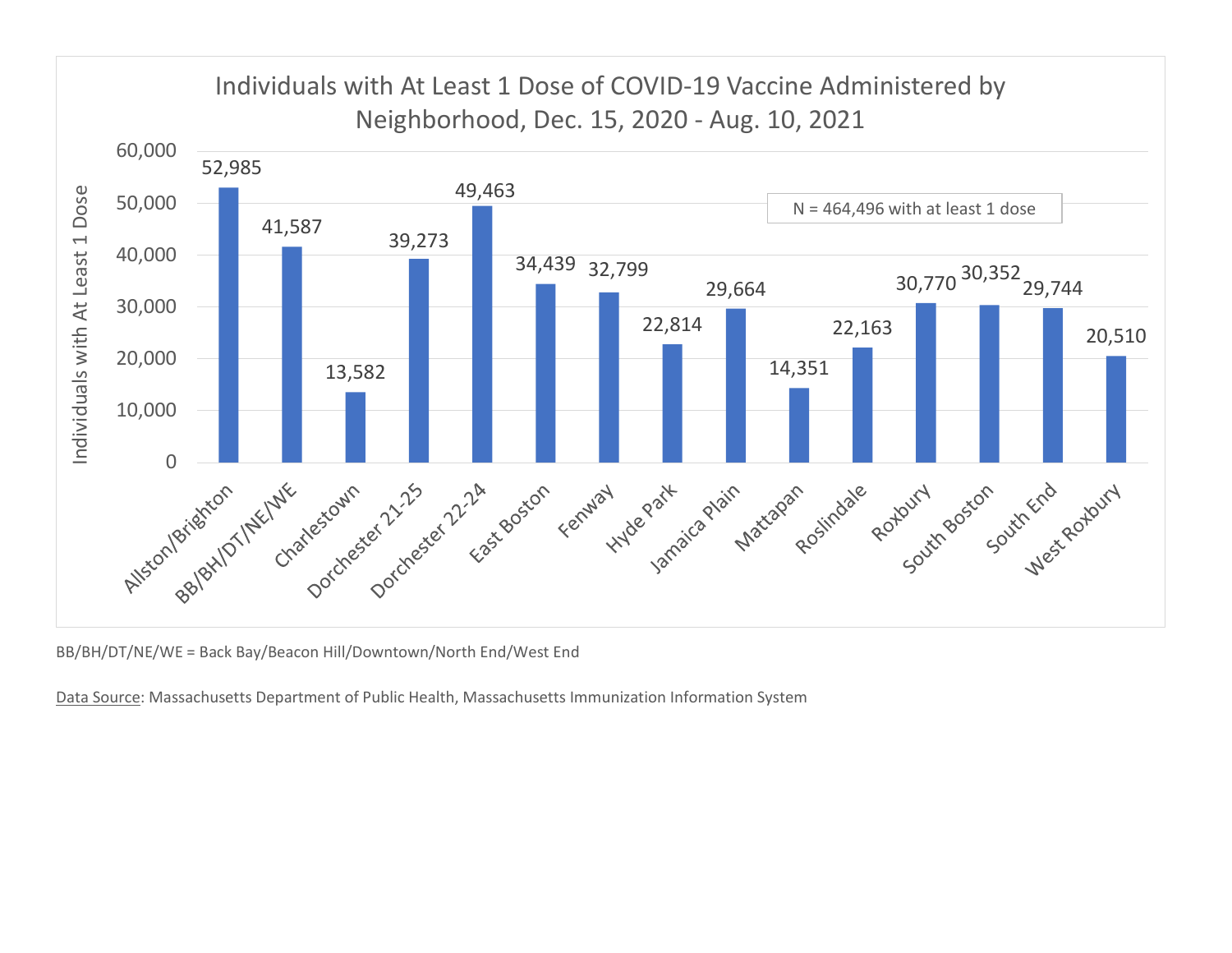## Individuals with At Least 1 Dose of COVID-19 Vaccine Administered by Neighborhood, Dec. 15, 2020 - Aug. 10, 2021

N = 464,496 with at least 1 dose

| Neighborhood | Individuals with At Least 1 Dose |
| --- | --- |
| Allston/Brighton | 52,985 |
| BB/BH/DT/NE/WE | 41,587 |
| Charlestown | 13,582 |
| Dorchester 21-25 | 39,273 |
| Dorchester 22-24 | 49,463 |
| East Boston | 34,439 |
| Fenway | 32,799 |
| Hyde Park | 22,814 |
| Jamaica Plain | 29,664 |
| Mattapan | 14,351 |
| Roslindale | 22,163 |
| Roxbury | 30,770 |
| South Boston | 30,352 |
| South End | 29,744 |
| West Roxbury | 20,510 |

BB/BH/DT/NE/WE = Back Bay/Beacon Hill/Downtown/North End/West End

Data Source: Massachusetts Department of Public Health, Massachusetts Immunization Information System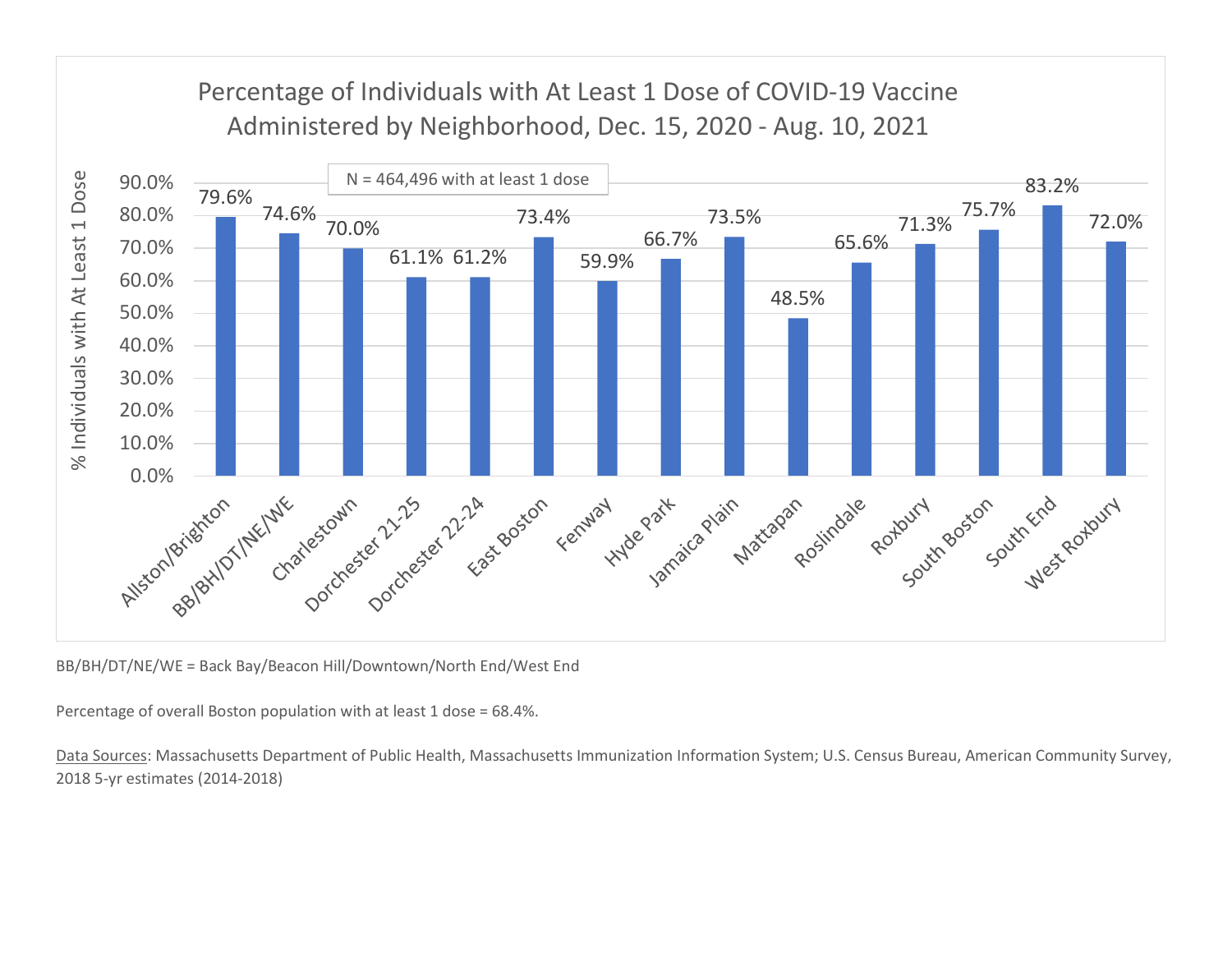## Percentage of Individuals with At Least 1 Dose of COVID-19 Vaccine Administered by Neighborhood, Dec. 15, 2020 - Aug. 10, 2021

N = 464,496 with at least 1 dose

| Neighborhood | % Individuals with At Least 1 Dose |
|---|---|
| Allston/Brighton | 79.6% |
| BB/BH/DT/NE/WE | 74.6% |
| Charlestown | 70.0% |
| Dorchester 21-25 | 61.1% |
| Dorchester 22-24 | 61.2% |
| East Boston | 73.4% |
| Fenway | 59.9% |
| Hyde Park | 66.7% |
| Jamaica Plain | 73.5% |
| Mattapan | 48.5% |
| Roslindale | 65.6% |
| Roxbury | 71.3% |
| South Boston | 75.7% |
| South End | 83.2% |
| West Roxbury | 72.0% |

BB/BH/DT/NE/WE = Back Bay/Beacon Hill/Downtown/North End/West End

Percentage of overall Boston population with at least 1 dose = 68.4%.

Data Sources: Massachusetts Department of Public Health, Massachusetts Immunization Information System; U.S. Census Bureau, American Community Survey, 2018 5-yr estimates (2014-2018)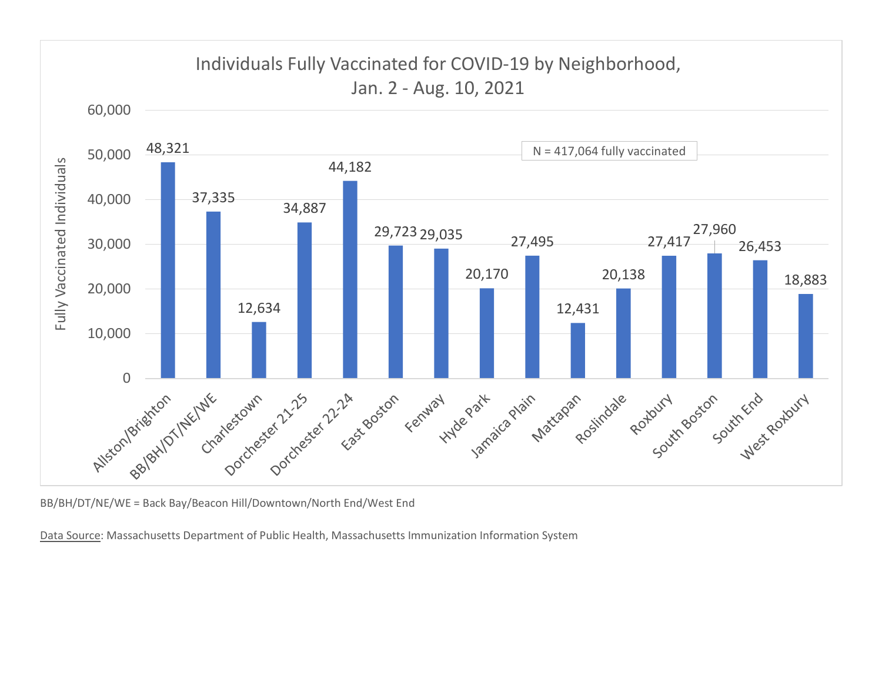## Individuals Fully Vaccinated for COVID-19 by Neighborhood, Jan. 2 - Aug. 10, 2021

N = 417,064 fully vaccinated

| Neighborhood | Fully Vaccinated Individuals |
|---|---|
| Allston/Brighton | 48,321 |
| BB/BH/DT/NE/WE | 37,335 |
| Charlestown | 12,634 |
| Dorchester 21-25 | 34,887 |
| Dorchester 22-24 | 44,182 |
| East Boston | 29,723 |
| Fenway | 29,035 |
| Hyde Park | 20,170 |
| Jamaica Plain | 27,495 |
| Mattapan | 12,431 |
| Roslindale | 20,138 |
| Roxbury | 27,417 |
| South Boston | 27,960 |
| South End | 26,453 |
| West Roxbury | 18,883 |

BB/BH/DT/NE/WE = Back Bay/Beacon Hill/Downtown/North End/West End

Data Source: Massachusetts Department of Public Health, Massachusetts Immunization Information System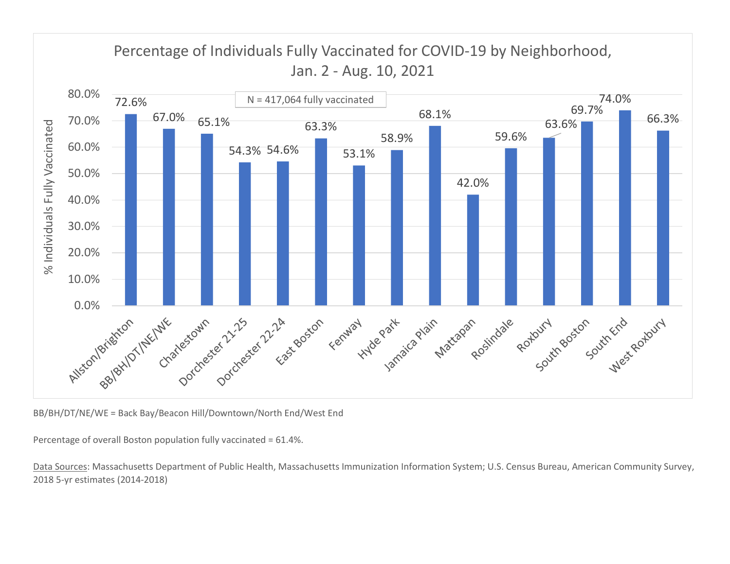## Percentage of Individuals Fully Vaccinated for COVID-19 by Neighborhood, Jan. 2 - Aug. 10, 2021

N = 417,064 fully vaccinated

| Neighborhood | % Individuals Fully Vaccinated |
|---|---|
| Allston/Brighton | 72.6% |
| BB/BH/DT/NE/WE | 67.0% |
| Charlestown | 65.1% |
| Dorchester 21-25 | 54.3% |
| Dorchester 22-24 | 54.6% |
| East Boston | 63.3% |
| Fenway | 53.1% |
| Hyde Park | 58.9% |
| Jamaica Plain | 68.1% |
| Mattapan | 42.0% |
| Roslindale | 59.6% |
| Roxbury | 63.6% |
| South Boston | 69.7% |
| South End | 74.0% |
| West Roxbury | 66.3% |

BB/BH/DT/NE/WE = Back Bay/Beacon Hill/Downtown/North End/West End

Percentage of overall Boston population fully vaccinated = 61.4%.

Data Sources: Massachusetts Department of Public Health, Massachusetts Immunization Information System; U.S. Census Bureau, American Community Survey, 2018 5-yr estimates (2014-2018)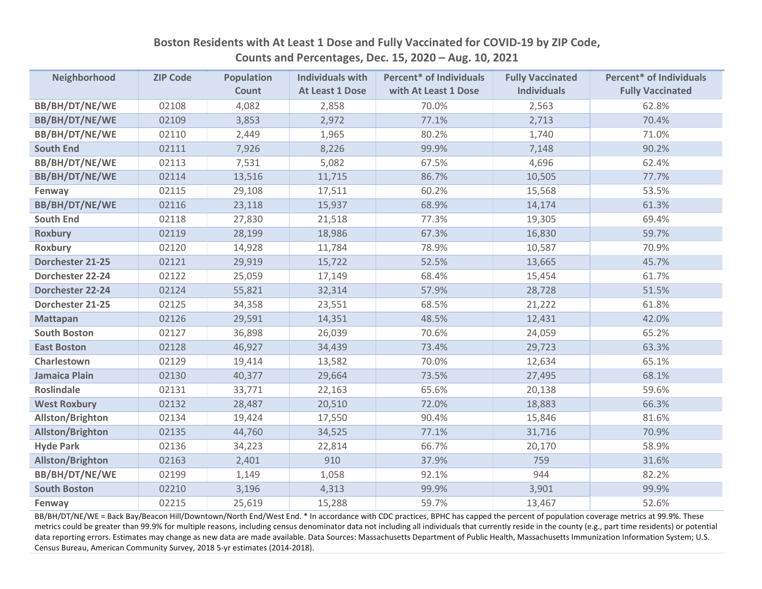## Boston Residents with At Least 1 Dose and Fully Vaccinated for COVID-19 by ZIP Code, Counts and Percentages, Dec. 15, 2020 – Aug. 10, 2021

| Neighborhood | ZIP Code | Population Count | Individuals with At Least 1 Dose | Percent* of Individuals with At Least 1 Dose | Fully Vaccinated Individuals | Percent* of Individuals Fully Vaccinated |
|---|---|---|---|---|---|---|
| **BB/BH/DT/NE/WE** | 02108 | 4,082 | 2,858 | 70.0% | 2,563 | 62.8% |
| **BB/BH/DT/NE/WE** | 02109 | 3,853 | 2,972 | 77.1% | 2,713 | 70.4% |
| **BB/BH/DT/NE/WE** | 02110 | 2,449 | 1,965 | 80.2% | 1,740 | 71.0% |
| **South End** | 02111 | 7,926 | 8,226 | 99.9% | 7,148 | 90.2% |
| **BB/BH/DT/NE/WE** | 02113 | 7,531 | 5,082 | 67.5% | 4,696 | 62.4% |
| **BB/BH/DT/NE/WE** | 02114 | 13,516 | 11,715 | 86.7% | 10,505 | 77.7% |
| **Fenway** | 02115 | 29,108 | 17,511 | 60.2% | 15,568 | 53.5% |
| **BB/BH/DT/NE/WE** | 02116 | 23,118 | 15,937 | 68.9% | 14,174 | 61.3% |
| **South End** | 02118 | 27,830 | 21,518 | 77.3% | 19,305 | 69.4% |
| **Roxbury** | 02119 | 28,199 | 18,986 | 67.3% | 16,830 | 59.7% |
| **Roxbury** | 02120 | 14,928 | 11,784 | 78.9% | 10,587 | 70.9% |
| **Dorchester 21-25** | 02121 | 29,919 | 15,722 | 52.5% | 13,665 | 45.7% |
| **Dorchester 22-24** | 02122 | 25,059 | 17,149 | 68.4% | 15,454 | 61.7% |
| **Dorchester 22-24** | 02124 | 55,821 | 32,314 | 57.9% | 28,728 | 51.5% |
| **Dorchester 21-25** | 02125 | 34,358 | 23,551 | 68.5% | 21,222 | 61.8% |
| **Mattapan** | 02126 | 29,591 | 14,351 | 48.5% | 12,431 | 42.0% |
| **South Boston** | 02127 | 36,898 | 26,039 | 70.6% | 24,059 | 65.2% |
| **East Boston** | 02128 | 46,927 | 34,439 | 73.4% | 29,723 | 63.3% |
| **Charlestown** | 02129 | 19,414 | 13,582 | 70.0% | 12,634 | 65.1% |
| **Jamaica Plain** | 02130 | 40,377 | 29,664 | 73.5% | 27,495 | 68.1% |
| **Roslindale** | 02131 | 33,771 | 22,163 | 65.6% | 20,138 | 59.6% |
| **West Roxbury** | 02132 | 28,487 | 20,510 | 72.0% | 18,883 | 66.3% |
| **Allston/Brighton** | 02134 | 19,424 | 17,550 | 90.4% | 15,846 | 81.6% |
| **Allston/Brighton** | 02135 | 44,760 | 34,525 | 77.1% | 31,716 | 70.9% |
| **Hyde Park** | 02136 | 34,223 | 22,814 | 66.7% | 20,170 | 58.9% |
| **Allston/Brighton** | 02163 | 2,401 | 910 | 37.9% | 759 | 31.6% |
| **BB/BH/DT/NE/WE** | 02199 | 1,149 | 1,058 | 92.1% | 944 | 82.2% |
| **South Boston** | 02210 | 3,196 | 4,313 | 99.9% | 3,901 | 99.9% |
| **Fenway** | 02215 | 25,619 | 15,288 | 59.7% | 13,467 | 52.6% |

BB/BH/DT/NE/WE = Back Bay/Beacon Hill/Downtown/North End/West End. * In accordance with CDC practices, BPHC has capped the percent of population coverage metrics at 99.9%. These metrics could be greater than 99.9% for multiple reasons, including census denominator data not including all individuals that currently reside in the county (e.g., part time residents) or potential data reporting errors. Estimates may change as new data are made available. Data Sources: Massachusetts Department of Public Health, Massachusetts Immunization Information System; U.S. Census Bureau, American Community Survey, 2018 5-yr estimates (2014-2018).